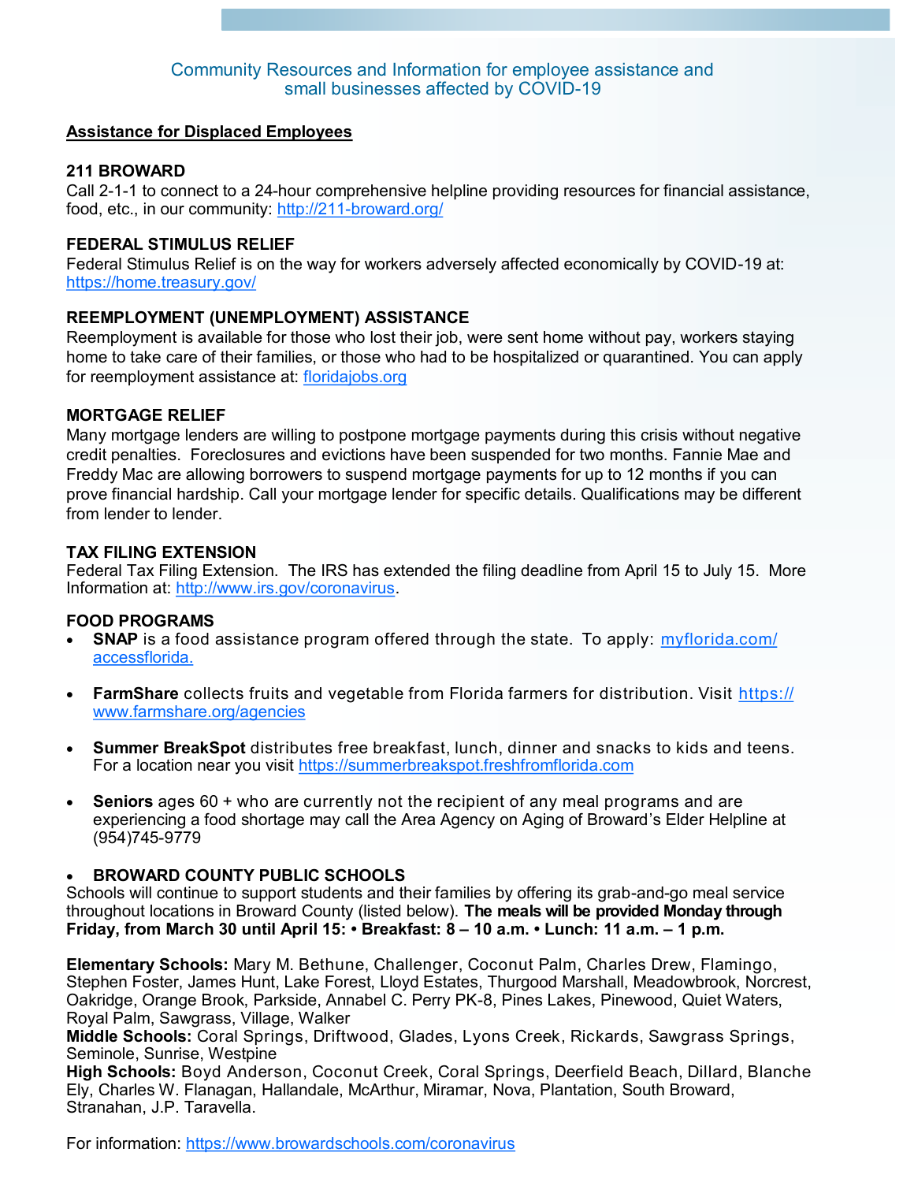# Community Resources and Information for employee assistance and small businesses affected by COVID-19

## Assistance for Displaced Employees

### 211 BROWARD

Call 2-1-1 to connect to a 24-hour comprehensive helpline providing resources for financial assistance, food, etc., in our community: http://211-broward.org/

### FEDERAL STIMULUS RELIEF

Federal Stimulus Relief is on the way for workers adversely affected economically by COVID-19 at: https://home.treasury.gov/

### REEMPLOYMENT (UNEMPLOYMENT) ASSISTANCE

Reemployment is available for those who lost their job, were sent home without pay, workers staying home to take care of their families, or those who had to be hospitalized or quarantined. You can apply for reemployment assistance at: floridajobs.org

### MORTGAGE RELIEF

Many mortgage lenders are willing to postpone mortgage payments during this crisis without negative credit penalties. Foreclosures and evictions have been suspended for two months. Fannie Mae and Freddy Mac are allowing borrowers to suspend mortgage payments for up to 12 months if you can prove financial hardship. Call your mortgage lender for specific details. Qualifications may be different from lender to lender.

### TAX FILING EXTENSION

Federal Tax Filing Extension. The IRS has extended the filing deadline from April 15 to July 15. More Information at: http://www.irs.gov/coronavirus.

### FOOD PROGRAMS

- **SNAP** is a food assistance program offered through the state. To apply: myflorida.com/accessflorida.
- **FarmShare** collects fruits and vegetable from Florida farmers for distribution. Visit https://www.farmshare.org/agencies
- **Summer BreakSpot** distributes free breakfast, lunch, dinner and snacks to kids and teens. For a location near you visit https://summerbreakspot.freshfromflorida.com
- **Seniors** ages 60 + who are currently not the recipient of any meal programs and are experiencing a food shortage may call the Area Agency on Aging of Broward's Elder Helpline at (954)745-9779
- **BROWARD COUNTY PUBLIC SCHOOLS**

Schools will continue to support students and their families by offering its grab-and-go meal service throughout locations in Broward County (listed below). **The meals will be provided Monday through Friday, from March 30 until April 15: • Breakfast: 8 – 10 a.m. • Lunch: 11 a.m. – 1 p.m.**

**Elementary Schools:** Mary M. Bethune, Challenger, Coconut Palm, Charles Drew, Flamingo, Stephen Foster, James Hunt, Lake Forest, Lloyd Estates, Thurgood Marshall, Meadowbrook, Norcrest, Oakridge, Orange Brook, Parkside, Annabel C. Perry PK-8, Pines Lakes, Pinewood, Quiet Waters, Royal Palm, Sawgrass, Village, Walker
**Middle Schools:** Coral Springs, Driftwood, Glades, Lyons Creek, Rickards, Sawgrass Springs, Seminole, Sunrise, Westpine
**High Schools:** Boyd Anderson, Coconut Creek, Coral Springs, Deerfield Beach, Dillard, Blanche Ely, Charles W. Flanagan, Hallandale, McArthur, Miramar, Nova, Plantation, South Broward, Stranahan, J.P. Taravella.

For information: https://www.browardschools.com/coronavirus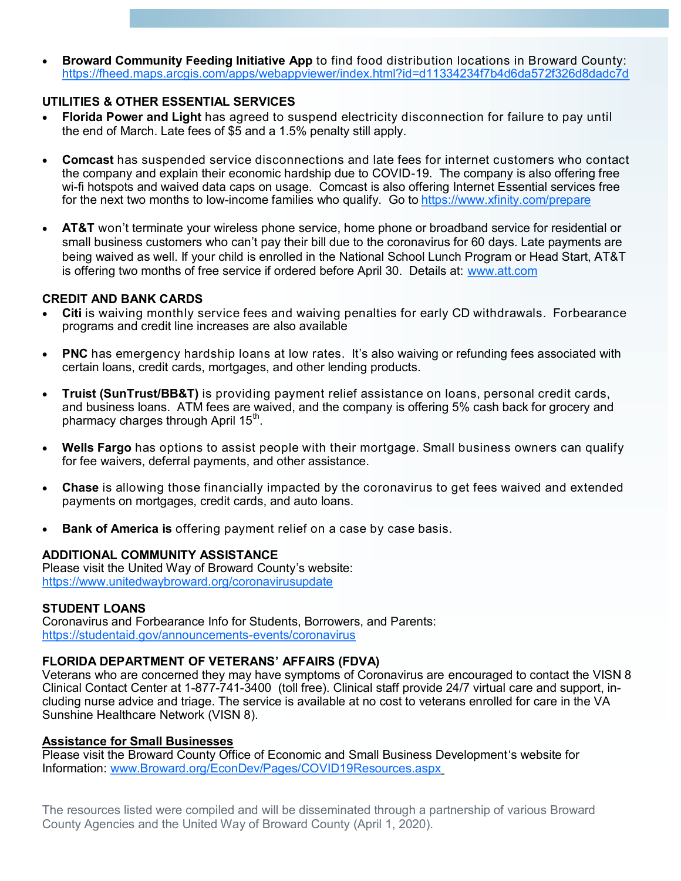- **Broward Community Feeding Initiative App** to find food distribution locations in Broward County: https://fheed.maps.arcgis.com/apps/webappviewer/index.html?id=d11334234f7b4d6da572f326d8dadc7d

## UTILITIES & OTHER ESSENTIAL SERVICES

- **Florida Power and Light** has agreed to suspend electricity disconnection for failure to pay until the end of March. Late fees of $5 and a 1.5% penalty still apply.

- **Comcast** has suspended service disconnections and late fees for internet customers who contact the company and explain their economic hardship due to COVID-19. The company is also offering free wi-fi hotspots and waived data caps on usage. Comcast is also offering Internet Essential services free for the next two months to low-income families who qualify. Go to https://www.xfinity.com/prepare

- **AT&T** won't terminate your wireless phone service, home phone or broadband service for residential or small business customers who can't pay their bill due to the coronavirus for 60 days. Late payments are being waived as well. If your child is enrolled in the National School Lunch Program or Head Start, AT&T is offering two months of free service if ordered before April 30. Details at: www.att.com

## CREDIT AND BANK CARDS

- **Citi** is waiving monthly service fees and waiving penalties for early CD withdrawals. Forbearance programs and credit line increases are also available

- **PNC** has emergency hardship loans at low rates. It's also waiving or refunding fees associated with certain loans, credit cards, mortgages, and other lending products.

- **Truist (SunTrust/BB&T)** is providing payment relief assistance on loans, personal credit cards, and business loans. ATM fees are waived, and the company is offering 5% cash back for grocery and pharmacy charges through April 15th.

- **Wells Fargo** has options to assist people with their mortgage. Small business owners can qualify for fee waivers, deferral payments, and other assistance.

- **Chase** is allowing those financially impacted by the coronavirus to get fees waived and extended payments on mortgages, credit cards, and auto loans.

- **Bank of America is** offering payment relief on a case by case basis.

## ADDITIONAL COMMUNITY ASSISTANCE

Please visit the United Way of Broward County's website:
https://www.unitedwaybroward.org/coronavirusupdate

## STUDENT LOANS

Coronavirus and Forbearance Info for Students, Borrowers, and Parents:
https://studentaid.gov/announcements-events/coronavirus

## FLORIDA DEPARTMENT OF VETERANS' AFFAIRS (FDVA)

Veterans who are concerned they may have symptoms of Coronavirus are encouraged to contact the VISN 8 Clinical Contact Center at 1-877-741-3400 (toll free). Clinical staff provide 24/7 virtual care and support, including nurse advice and triage. The service is available at no cost to veterans enrolled for care in the VA Sunshine Healthcare Network (VISN 8).

## Assistance for Small Businesses

Please visit the Broward County Office of Economic and Small Business Development's website for Information: www.Broward.org/EconDev/Pages/COVID19Resources.aspx

The resources listed were compiled and will be disseminated through a partnership of various Broward County Agencies and the United Way of Broward County (April 1, 2020).